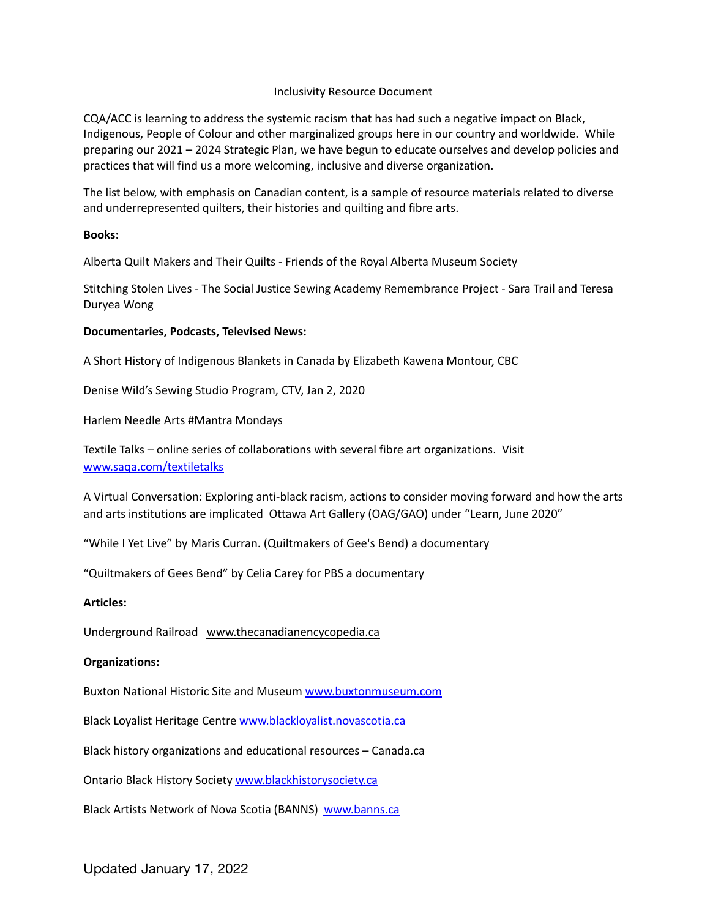# Inclusivity Resource Document

CQA/ACC is learning to address the systemic racism that has had such a negative impact on Black, Indigenous, People of Colour and other marginalized groups here in our country and worldwide. While preparing our 2021 – 2024 Strategic Plan, we have begun to educate ourselves and develop policies and practices that will find us a more welcoming, inclusive and diverse organization.

The list below, with emphasis on Canadian content, is a sample of resource materials related to diverse and underrepresented quilters, their histories and quilting and fibre arts.

**Books:**

Alberta Quilt Makers and Their Quilts - Friends of the Royal Alberta Museum Society

Stitching Stolen Lives - The Social Justice Sewing Academy Remembrance Project - Sara Trail and Teresa Duryea Wong

**Documentaries, Podcasts, Televised News:**

A Short History of Indigenous Blankets in Canada by Elizabeth Kawena Montour, CBC

Denise Wild's Sewing Studio Program, CTV, Jan 2, 2020

Harlem Needle Arts #Mantra Mondays

Textile Talks – online series of collaborations with several fibre art organizations. Visit www.saqa.com/textiletalks

A Virtual Conversation: Exploring anti-black racism, actions to consider moving forward and how the arts and arts institutions are implicated Ottawa Art Gallery (OAG/GAO) under "Learn, June 2020"

"While I Yet Live" by Maris Curran. (Quiltmakers of Gee's Bend) a documentary

"Quiltmakers of Gees Bend" by Celia Carey for PBS a documentary

**Articles:**

Underground Railroad www.thecanadianencycopedia.ca

**Organizations:**

Buxton National Historic Site and Museum www.buxtonmuseum.com

Black Loyalist Heritage Centre www.blackloyalist.novascotia.ca

Black history organizations and educational resources – Canada.ca

Ontario Black History Society www.blackhistorysociety.ca

Black Artists Network of Nova Scotia (BANNS) www.banns.ca

Updated January 17, 2022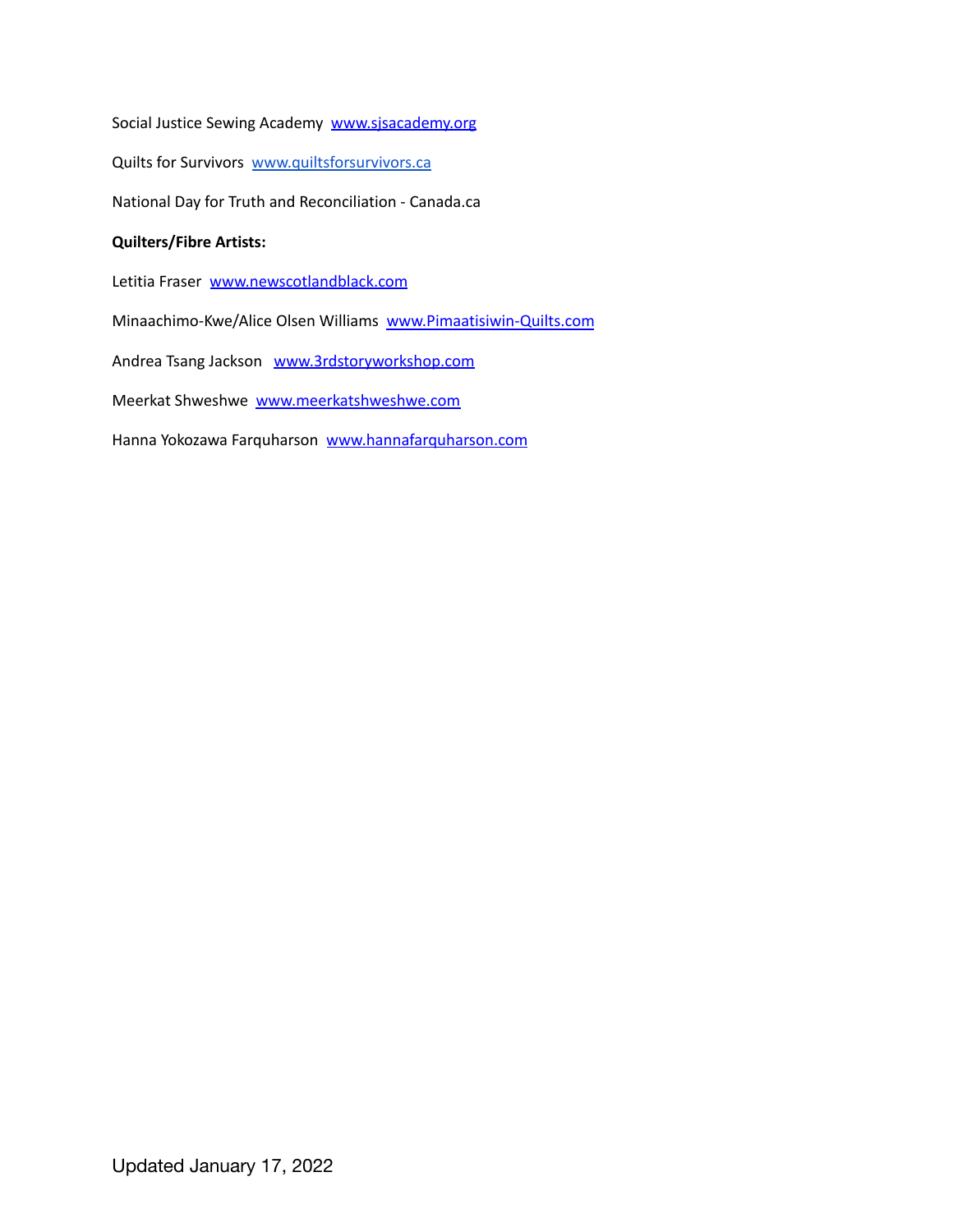Social Justice Sewing Academy www.sjsacademy.org

Quilts for Survivors www.quiltsforsurvivors.ca

National Day for Truth and Reconciliation - Canada.ca

**Quilters/Fibre Artists:**

Letitia Fraser www.newscotlandblack.com

Minaachimo-Kwe/Alice Olsen Williams www.Pimaatisiwin-Quilts.com

Andrea Tsang Jackson www.3rdstoryworkshop.com

Meerkat Shweshwe www.meerkatshweshwe.com

Hanna Yokozawa Farquharson www.hannafarquharson.com

Updated January 17, 2022